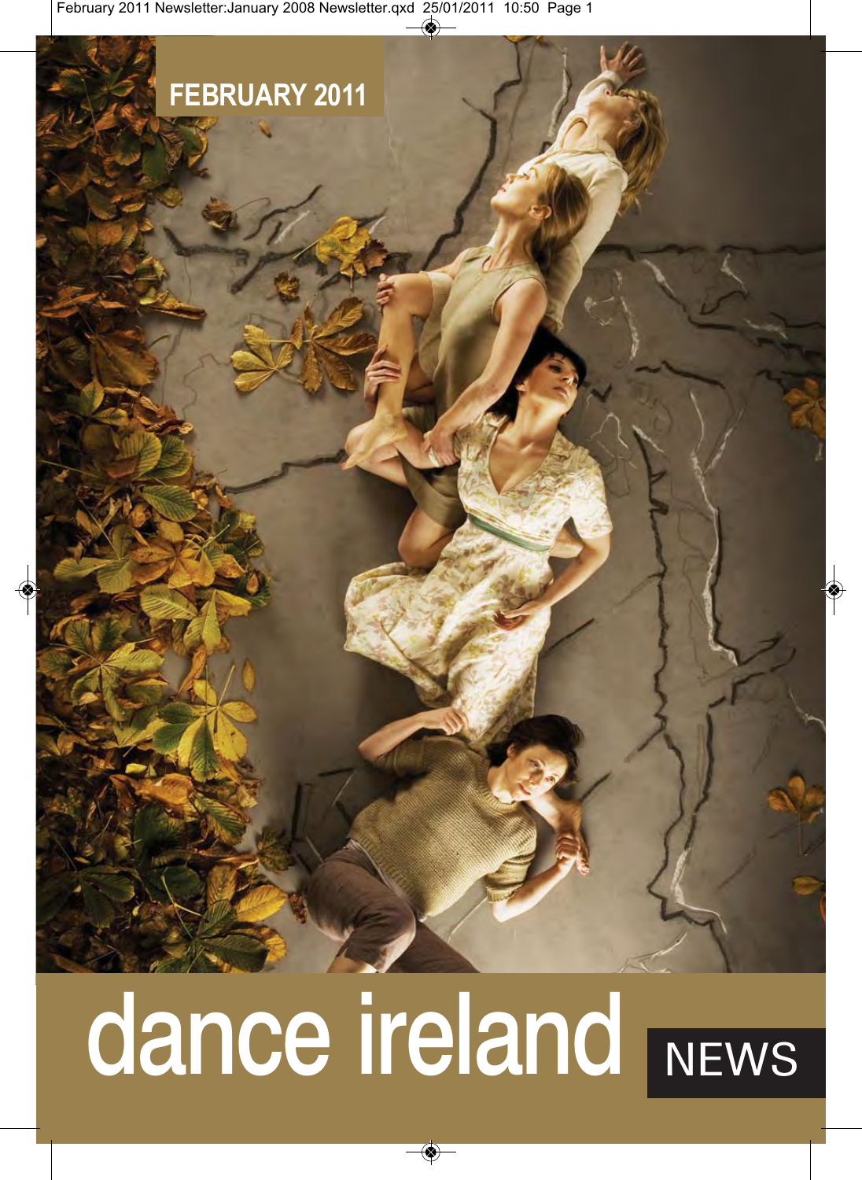FEBRUARY 2011

# dance ireland NEWS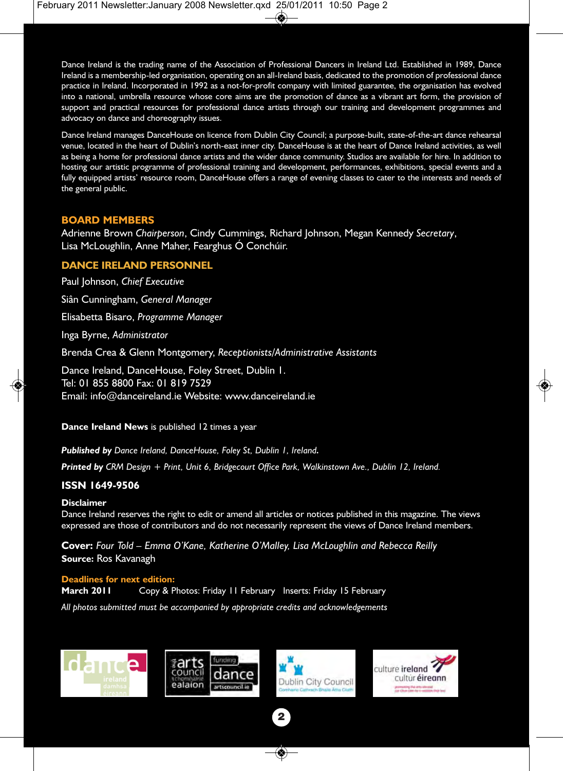Dance Ireland is the trading name of the Association of Professional Dancers in Ireland Ltd. Established in 1989, Dance Ireland is a membership-led organisation, operating on an all-Ireland basis, dedicated to the promotion of professional dance practice in Ireland. Incorporated in 1992 as a not-for-profit company with limited guarantee, the organisation has evolved into a national, umbrella resource whose core aims are the promotion of dance as a vibrant art form, the provision of support and practical resources for professional dance artists through our training and development programmes and advocacy on dance and choreography issues.

Dance Ireland manages DanceHouse on licence from Dublin City Council; a purpose-built, state-of-the-art dance rehearsal venue, located in the heart of Dublin's north-east inner city. DanceHouse is at the heart of Dance Ireland activities, as well as being a home for professional dance artists and the wider dance community. Studios are available for hire. In addition to hosting our artistic programme of professional training and development, performances, exhibitions, special events and a fully equipped artists' resource room, DanceHouse offers a range of evening classes to cater to the interests and needs of the general public.

## BOARD MEMBERS

Adrienne Brown *Chairperson*, Cindy Cummings, Richard Johnson, Megan Kennedy *Secretary*, Lisa McLoughlin, Anne Maher, Fearghus Ó Conchúir.

## DANCE IRELAND PERSONNEL

Paul Johnson, *Chief Executive*

Siân Cunningham, *General Manager*

Elisabetta Bisaro, *Programme Manager*

Inga Byrne, *Administrator*

Brenda Crea & Glenn Montgomery, *Receptionists/Administrative Assistants*

Dance Ireland, DanceHouse, Foley Street, Dublin 1.
Tel: 01 855 8800 Fax: 01 819 7529
Email: info@danceireland.ie Website: www.danceireland.ie

**Dance Ireland News** is published 12 times a year

***Published by*** *Dance Ireland, DanceHouse, Foley St, Dublin 1, Ireland.*

***Printed by*** *CRM Design + Print, Unit 6, Bridgecourt Office Park, Walkinstown Ave., Dublin 12, Ireland.*

**ISSN 1649-9506**

**Disclaimer**
Dance Ireland reserves the right to edit or amend all articles or notices published in this magazine. The views expressed are those of contributors and do not necessarily represent the views of Dance Ireland members.

**Cover:** *Four Told – Emma O'Kane, Katherine O'Malley, Lisa McLoughlin and Rebecca Reilly*
**Source:** Ros Kavanagh

**Deadlines for next edition:**
**March 2011** Copy & Photos: Friday 11 February Inserts: Friday 15 February

*All photos submitted must be accompanied by appropriate credits and acknowledgements*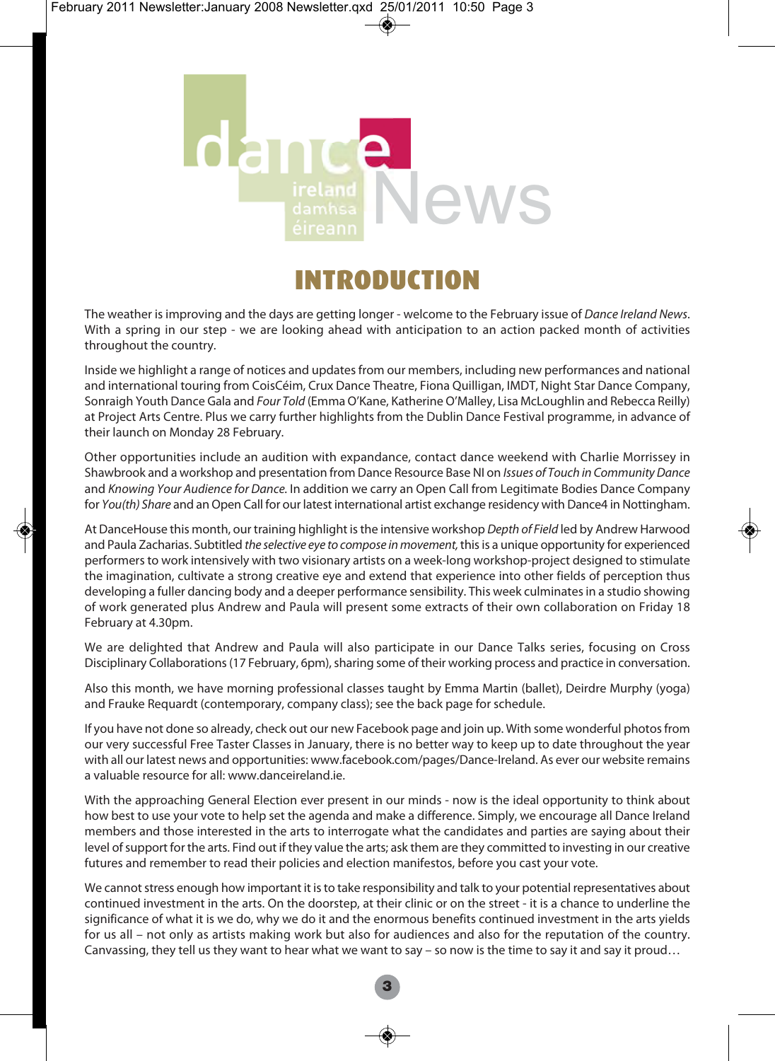# dance ireland damhsa éireann News

## INTRODUCTION

The weather is improving and the days are getting longer - welcome to the February issue of *Dance Ireland News*. With a spring in our step - we are looking ahead with anticipation to an action packed month of activities throughout the country.

Inside we highlight a range of notices and updates from our members, including new performances and national and international touring from CoisCéim, Crux Dance Theatre, Fiona Quilligan, IMDT, Night Star Dance Company, Sonraigh Youth Dance Gala and *Four Told* (Emma O'Kane, Katherine O'Malley, Lisa McLoughlin and Rebecca Reilly) at Project Arts Centre. Plus we carry further highlights from the Dublin Dance Festival programme, in advance of their launch on Monday 28 February.

Other opportunities include an audition with expandance, contact dance weekend with Charlie Morrissey in Shawbrook and a workshop and presentation from Dance Resource Base NI on *Issues of Touch in Community Dance* and *Knowing Your Audience for Dance.* In addition we carry an Open Call from Legitimate Bodies Dance Company for *You(th) Share* and an Open Call for our latest international artist exchange residency with Dance4 in Nottingham.

At DanceHouse this month, our training highlight is the intensive workshop *Depth of Field* led by Andrew Harwood and Paula Zacharias. Subtitled *the selective eye to compose in movement,* this is a unique opportunity for experienced performers to work intensively with two visionary artists on a week-long workshop-project designed to stimulate the imagination, cultivate a strong creative eye and extend that experience into other fields of perception thus developing a fuller dancing body and a deeper performance sensibility. This week culminates in a studio showing of work generated plus Andrew and Paula will present some extracts of their own collaboration on Friday 18 February at 4.30pm.

We are delighted that Andrew and Paula will also participate in our Dance Talks series, focusing on Cross Disciplinary Collaborations (17 February, 6pm), sharing some of their working process and practice in conversation.

Also this month, we have morning professional classes taught by Emma Martin (ballet), Deirdre Murphy (yoga) and Frauke Requardt (contemporary, company class); see the back page for schedule.

If you have not done so already, check out our new Facebook page and join up. With some wonderful photos from our very successful Free Taster Classes in January, there is no better way to keep up to date throughout the year with all our latest news and opportunities: www.facebook.com/pages/Dance-Ireland. As ever our website remains a valuable resource for all: www.danceireland.ie.

With the approaching General Election ever present in our minds - now is the ideal opportunity to think about how best to use your vote to help set the agenda and make a difference. Simply, we encourage all Dance Ireland members and those interested in the arts to interrogate what the candidates and parties are saying about their level of support for the arts. Find out if they value the arts; ask them are they committed to investing in our creative futures and remember to read their policies and election manifestos, before you cast your vote.

We cannot stress enough how important it is to take responsibility and talk to your potential representatives about continued investment in the arts. On the doorstep, at their clinic or on the street - it is a chance to underline the significance of what it is we do, why we do it and the enormous benefits continued investment in the arts yields for us all – not only as artists making work but also for audiences and also for the reputation of the country. Canvassing, they tell us they want to hear what we want to say – so now is the time to say it and say it proud…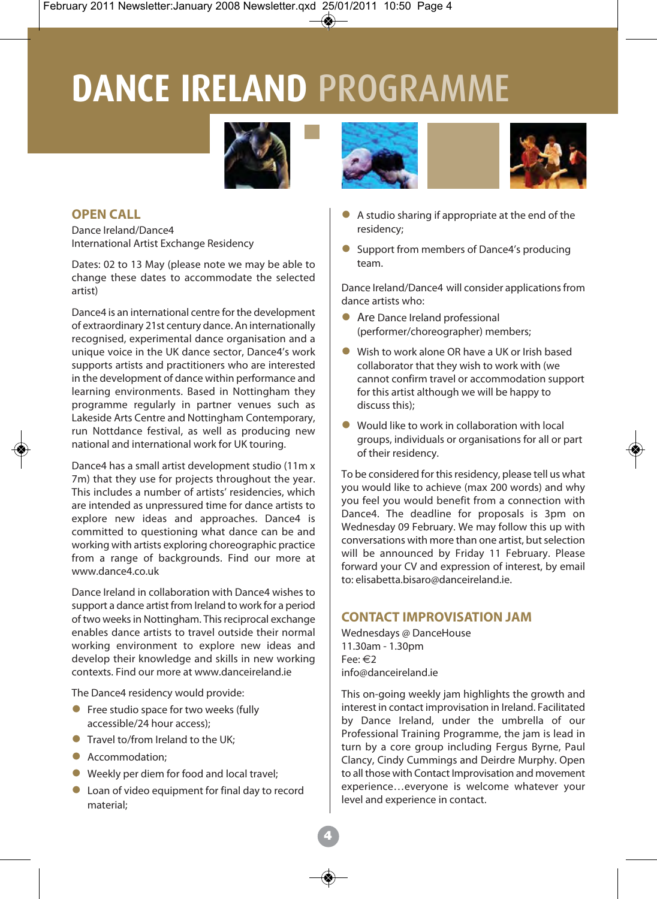# DANCE IRELAND PROGRAMME

## OPEN CALL

Dance Ireland/Dance4
International Artist Exchange Residency

Dates: 02 to 13 May (please note we may be able to change these dates to accommodate the selected artist)

Dance4 is an international centre for the development of extraordinary 21st century dance. An internationally recognised, experimental dance organisation and a unique voice in the UK dance sector, Dance4's work supports artists and practitioners who are interested in the development of dance within performance and learning environments. Based in Nottingham they programme regularly in partner venues such as Lakeside Arts Centre and Nottingham Contemporary, run Nottdance festival, as well as producing new national and international work for UK touring.

Dance4 has a small artist development studio (11m x 7m) that they use for projects throughout the year. This includes a number of artists' residencies, which are intended as unpressured time for dance artists to explore new ideas and approaches. Dance4 is committed to questioning what dance can be and working with artists exploring choreographic practice from a range of backgrounds. Find our more at www.dance4.co.uk

Dance Ireland in collaboration with Dance4 wishes to support a dance artist from Ireland to work for a period of two weeks in Nottingham. This reciprocal exchange enables dance artists to travel outside their normal working environment to explore new ideas and develop their knowledge and skills in new working contexts. Find our more at www.danceireland.ie

The Dance4 residency would provide:

- Free studio space for two weeks (fully accessible/24 hour access);
- Travel to/from Ireland to the UK;
- Accommodation;
- Weekly per diem for food and local travel;
- Loan of video equipment for final day to record material;
- A studio sharing if appropriate at the end of the residency;
- Support from members of Dance4's producing team.

Dance Ireland/Dance4 will consider applications from dance artists who:

- Are Dance Ireland professional (performer/choreographer) members;
- Wish to work alone OR have a UK or Irish based collaborator that they wish to work with (we cannot confirm travel or accommodation support for this artist although we will be happy to discuss this);
- Would like to work in collaboration with local groups, individuals or organisations for all or part of their residency.

To be considered for this residency, please tell us what you would like to achieve (max 200 words) and why you feel you would benefit from a connection with Dance4. The deadline for proposals is 3pm on Wednesday 09 February. We may follow this up with conversations with more than one artist, but selection will be announced by Friday 11 February. Please forward your CV and expression of interest, by email to: elisabetta.bisaro@danceireland.ie.

## CONTACT IMPROVISATION JAM

Wednesdays @ DanceHouse
11.30am - 1.30pm
Fee: €2
info@danceireland.ie

This on-going weekly jam highlights the growth and interest in contact improvisation in Ireland. Facilitated by Dance Ireland, under the umbrella of our Professional Training Programme, the jam is lead in turn by a core group including Fergus Byrne, Paul Clancy, Cindy Cummings and Deirdre Murphy. Open to all those with Contact Improvisation and movement experience…everyone is welcome whatever your level and experience in contact.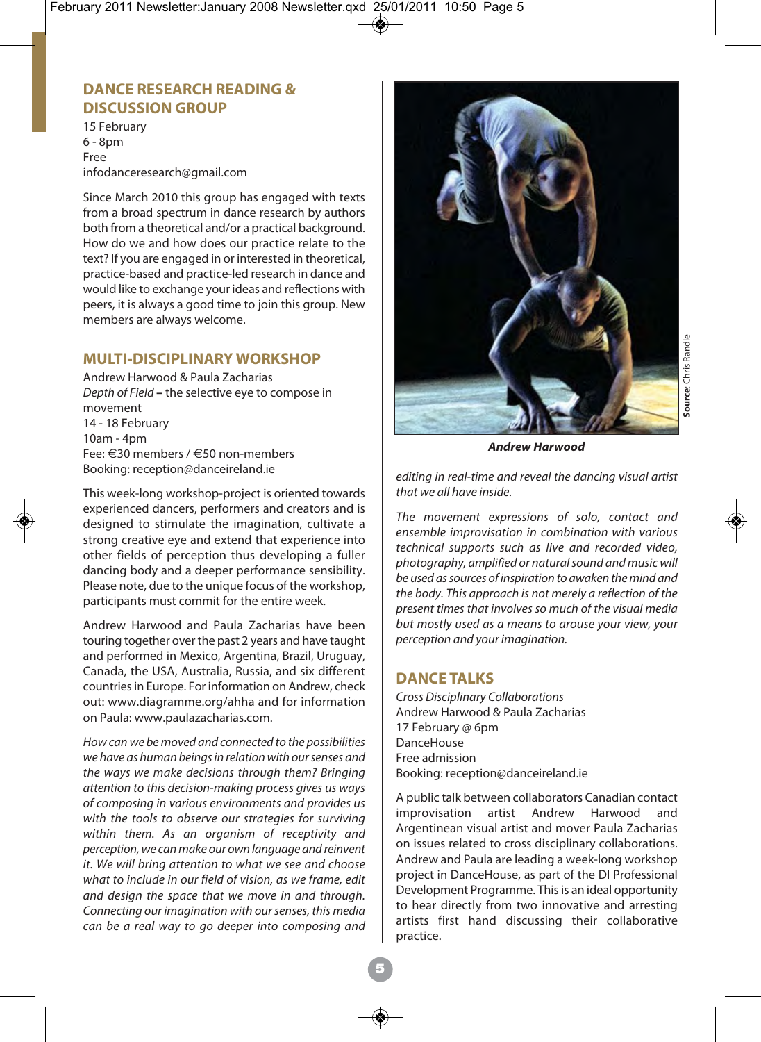## DANCE RESEARCH READING & DISCUSSION GROUP

15 February
6 - 8pm
Free
infodanceresearch@gmail.com

Since March 2010 this group has engaged with texts from a broad spectrum in dance research by authors both from a theoretical and/or a practical background. How do we and how does our practice relate to the text? If you are engaged in or interested in theoretical, practice-based and practice-led research in dance and would like to exchange your ideas and reflections with peers, it is always a good time to join this group. New members are always welcome.

## MULTI-DISCIPLINARY WORKSHOP

Andrew Harwood & Paula Zacharias
*Depth of Field* **–** the selective eye to compose in movement
14 - 18 February
10am - 4pm
Fee: €30 members / €50 non-members
Booking: reception@danceireland.ie

This week-long workshop-project is oriented towards experienced dancers, performers and creators and is designed to stimulate the imagination, cultivate a strong creative eye and extend that experience into other fields of perception thus developing a fuller dancing body and a deeper performance sensibility. Please note, due to the unique focus of the workshop, participants must commit for the entire week.

Andrew Harwood and Paula Zacharias have been touring together over the past 2 years and have taught and performed in Mexico, Argentina, Brazil, Uruguay, Canada, the USA, Australia, Russia, and six different countries in Europe. For information on Andrew, check out: www.diagramme.org/ahha and for information on Paula: www.paulazacharias.com.

*How can we be moved and connected to the possibilities we have as human beings in relation with our senses and the ways we make decisions through them? Bringing attention to this decision-making process gives us ways of composing in various environments and provides us with the tools to observe our strategies for surviving within them. As an organism of receptivity and perception, we can make our own language and reinvent it. We will bring attention to what we see and choose what to include in our field of vision, as we frame, edit and design the space that we move in and through. Connecting our imagination with our senses, this media can be a real way to go deeper into composing and editing in real-time and reveal the dancing visual artist that we all have inside.*

*The movement expressions of solo, contact and ensemble improvisation in combination with various technical supports such as live and recorded video, photography, amplified or natural sound and music will be used as sources of inspiration to awaken the mind and the body. This approach is not merely a reflection of the present times that involves so much of the visual media but mostly used as a means to arouse your view, your perception and your imagination.*

***Andrew Harwood***

**Source**: Chris Randle

## DANCE TALKS

*Cross Disciplinary Collaborations*
Andrew Harwood & Paula Zacharias
17 February @ 6pm
DanceHouse
Free admission
Booking: reception@danceireland.ie

A public talk between collaborators Canadian contact improvisation artist Andrew Harwood and Argentinean visual artist and mover Paula Zacharias on issues related to cross disciplinary collaborations. Andrew and Paula are leading a week-long workshop project in DanceHouse, as part of the DI Professional Development Programme. This is an ideal opportunity to hear directly from two innovative and arresting artists first hand discussing their collaborative practice.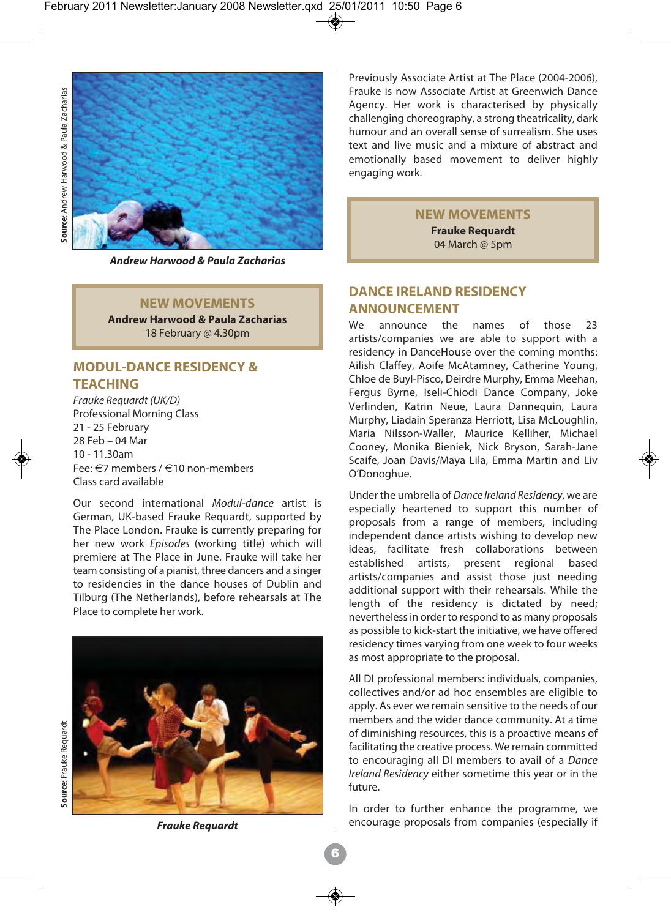Andrew Harwood & Paula Zacharias

Source: Andrew Harwood & Paula Zacharias

**NEW MOVEMENTS**
**Andrew Harwood & Paula Zacharias**
18 February @ 4.30pm

## MODUL-DANCE RESIDENCY & TEACHING

*Frauke Requardt (UK/D)*
Professional Morning Class
21 - 25 February
28 Feb – 04 Mar
10 - 11.30am
Fee: €7 members / €10 non-members
Class card available

Our second international *Modul-dance* artist is German, UK-based Frauke Requardt, supported by The Place London. Frauke is currently preparing for her new work *Episodes* (working title) which will premiere at The Place in June. Frauke will take her team consisting of a pianist, three dancers and a singer to residencies in the dance houses of Dublin and Tilburg (The Netherlands), before rehearsals at The Place to complete her work.

Frauke Requardt

Source: Frauke Requardt

Previously Associate Artist at The Place (2004-2006), Frauke is now Associate Artist at Greenwich Dance Agency. Her work is characterised by physically challenging choreography, a strong theatricality, dark humour and an overall sense of surrealism. She uses text and live music and a mixture of abstract and emotionally based movement to deliver highly engaging work.

**NEW MOVEMENTS**
**Frauke Requardt**
04 March @ 5pm

## DANCE IRELAND RESIDENCY ANNOUNCEMENT

We announce the names of those 23 artists/companies we are able to support with a residency in DanceHouse over the coming months: Ailish Claffey, Aoife McAtamney, Catherine Young, Chloe de Buyl-Pisco, Deirdre Murphy, Emma Meehan, Fergus Byrne, Iseli-Chiodi Dance Company, Joke Verlinden, Katrin Neue, Laura Dannequin, Laura Murphy, Liadain Speranza Herriott, Lisa McLoughlin, Maria Nilsson-Waller, Maurice Kelliher, Michael Cooney, Monika Bieniek, Nick Bryson, Sarah-Jane Scaife, Joan Davis/Maya Lila, Emma Martin and Liv O'Donoghue.

Under the umbrella of *Dance Ireland Residency*, we are especially heartened to support this number of proposals from a range of members, including independent dance artists wishing to develop new ideas, facilitate fresh collaborations between established artists, present regional based artists/companies and assist those just needing additional support with their rehearsals. While the length of the residency is dictated by need; nevertheless in order to respond to as many proposals as possible to kick-start the initiative, we have offered residency times varying from one week to four weeks as most appropriate to the proposal.

All DI professional members: individuals, companies, collectives and/or ad hoc ensembles are eligible to apply. As ever we remain sensitive to the needs of our members and the wider dance community. At a time of diminishing resources, this is a proactive means of facilitating the creative process. We remain committed to encouraging all DI members to avail of a *Dance Ireland Residency* either sometime this year or in the future.

In order to further enhance the programme, we encourage proposals from companies (especially if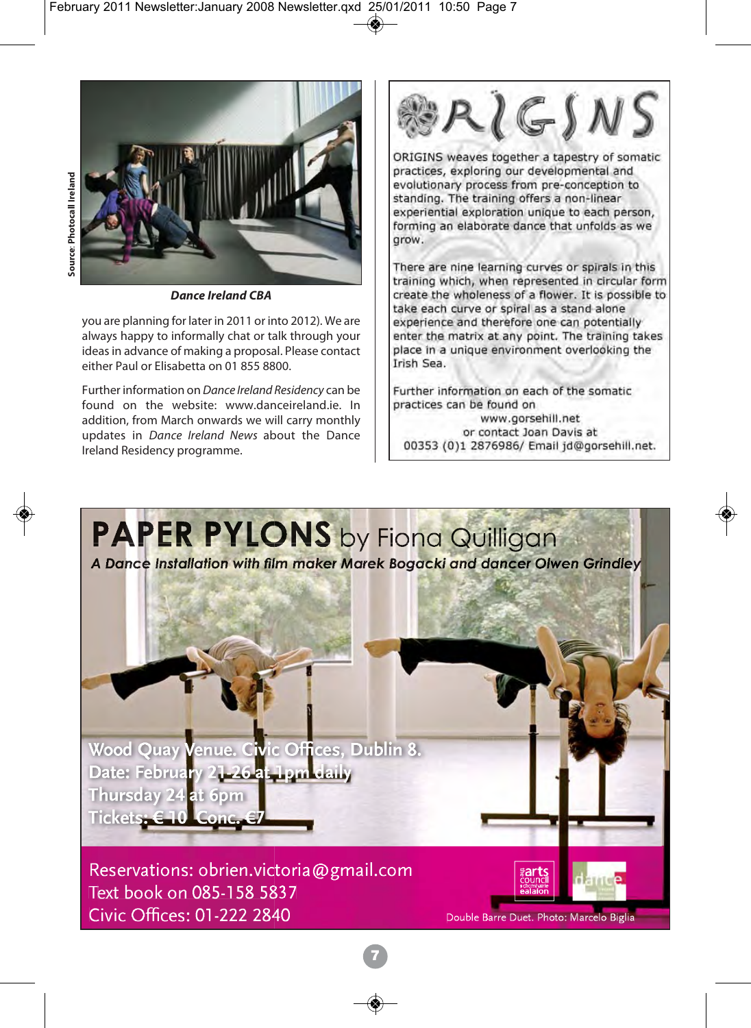Source: Photocall Ireland

*Dance Ireland CBA*

you are planning for later in 2011 or into 2012). We are always happy to informally chat or talk through your ideas in advance of making a proposal. Please contact either Paul or Elisabetta on 01 855 8800.

Further information on *Dance Ireland Residency* can be found on the website: www.danceireland.ie. In addition, from March onwards we will carry monthly updates in *Dance Ireland News* about the Dance Ireland Residency programme.

# ORIGINS

ORIGINS weaves together a tapestry of somatic practices, exploring our developmental and evolutionary process from pre-conception to standing. The training offers a non-linear experiential exploration unique to each person, forming an elaborate dance that unfolds as we grow.

There are nine learning curves or spirals in this training which, when represented in circular form create the wholeness of a flower. It is possible to take each curve or spiral as a stand alone experience and therefore one can potentially enter the matrix at any point. The training takes place in a unique environment overlooking the Irish Sea.

Further information on each of the somatic practices can be found on
www.gorsehill.net
or contact Joan Davis at
00353 (0)1 2876986/ Email jd@gorsehill.net.

# PAPER PYLONS by Fiona Quilligan

***A Dance Installation with film maker Marek Bogacki and dancer Olwen Grindley***

**Wood Quay Venue. Civic Offices, Dublin 8.**
**Date: February 21-26 at 1pm daily**
**Thursday 24 at 6pm**
**Tickets: € 10 Conc. €7**

Reservations: obrien.victoria@gmail.com
Text book on 085-158 5837
Civic Offices: 01-222 2840

Double Barre Duet. Photo: Marcelo Biglia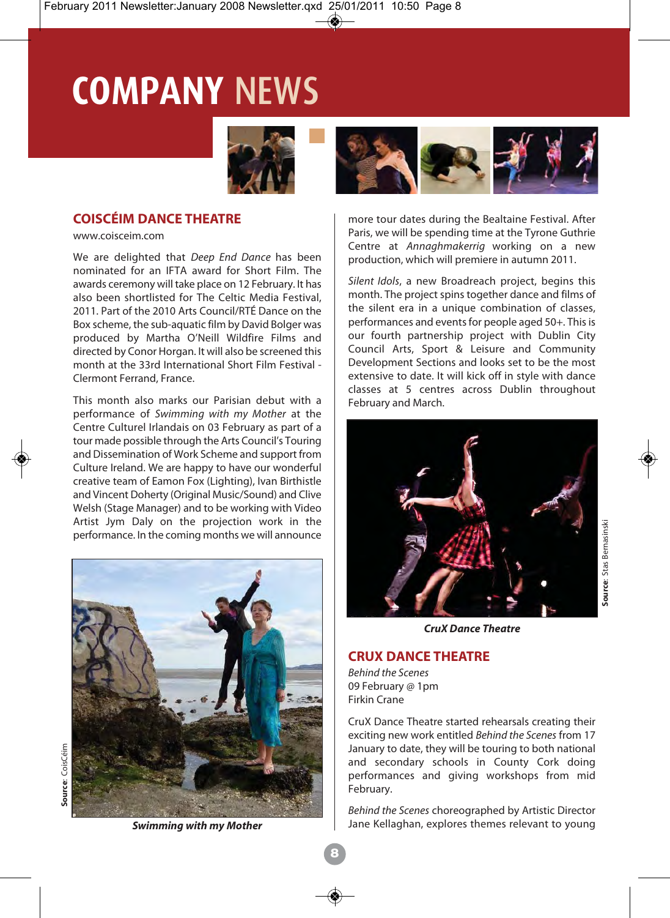# COMPANY NEWS

## COISCÉIM DANCE THEATRE

www.coisceim.com

We are delighted that *Deep End Dance* has been nominated for an IFTA award for Short Film. The awards ceremony will take place on 12 February. It has also been shortlisted for The Celtic Media Festival, 2011. Part of the 2010 Arts Council/RTÉ Dance on the Box scheme, the sub-aquatic film by David Bolger was produced by Martha O'Neill Wildfire Films and directed by Conor Horgan. It will also be screened this month at the 33rd International Short Film Festival - Clermont Ferrand, France.

This month also marks our Parisian debut with a performance of *Swimming with my Mother* at the Centre Culturel Irlandais on 03 February as part of a tour made possible through the Arts Council's Touring and Dissemination of Work Scheme and support from Culture Ireland. We are happy to have our wonderful creative team of Eamon Fox (Lighting), Ivan Birthistle and Vincent Doherty (Original Music/Sound) and Clive Welsh (Stage Manager) and to be working with Video Artist Jym Daly on the projection work in the performance. In the coming months we will announce more tour dates during the Bealtaine Festival. After Paris, we will be spending time at the Tyrone Guthrie Centre at *Annaghmakerrig* working on a new production, which will premiere in autumn 2011.

Source: CoisCéim

***Swimming with my Mother***

*Silent Idols*, a new Broadreach project, begins this month. The project spins together dance and films of the silent era in a unique combination of classes, performances and events for people aged 50+. This is our fourth partnership project with Dublin City Council Arts, Sport & Leisure and Community Development Sections and looks set to be the most extensive to date. It will kick off in style with dance classes at 5 centres across Dublin throughout February and March.

Source: Stas Bernasinski

***CruX Dance Theatre***

## CRUX DANCE THEATRE

*Behind the Scenes*
09 February @ 1pm
Firkin Crane

CruX Dance Theatre started rehearsals creating their exciting new work entitled *Behind the Scenes* from 17 January to date, they will be touring to both national and secondary schools in County Cork doing performances and giving workshops from mid February.

*Behind the Scenes* choreographed by Artistic Director Jane Kellaghan, explores themes relevant to young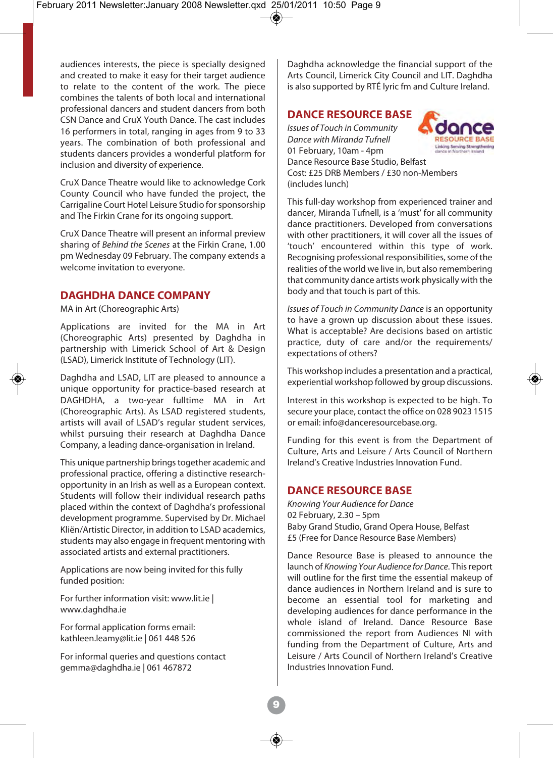audiences interests, the piece is specially designed and created to make it easy for their target audience to relate to the content of the work. The piece combines the talents of both local and international professional dancers and student dancers from both CSN Dance and CruX Youth Dance. The cast includes 16 performers in total, ranging in ages from 9 to 33 years. The combination of both professional and students dancers provides a wonderful platform for inclusion and diversity of experience.

CruX Dance Theatre would like to acknowledge Cork County Council who have funded the project, the Carrigaline Court Hotel Leisure Studio for sponsorship and The Firkin Crane for its ongoing support.

CruX Dance Theatre will present an informal preview sharing of *Behind the Scenes* at the Firkin Crane, 1.00 pm Wednesday 09 February. The company extends a welcome invitation to everyone.

## DAGHDHA DANCE COMPANY

MA in Art (Choreographic Arts)

Applications are invited for the MA in Art (Choreographic Arts) presented by Daghdha in partnership with Limerick School of Art & Design (LSAD), Limerick Institute of Technology (LIT).

Daghdha and LSAD, LIT are pleased to announce a unique opportunity for practice-based research at DAGHDHA, a two-year fulltime MA in Art (Choreographic Arts). As LSAD registered students, artists will avail of LSAD's regular student services, whilst pursuing their research at Daghdha Dance Company, a leading dance-organisation in Ireland.

This unique partnership brings together academic and professional practice, offering a distinctive research-opportunity in an Irish as well as a European context. Students will follow their individual research paths placed within the context of Daghdha's professional development programme. Supervised by Dr. Michael Kliën/Artistic Director, in addition to LSAD academics, students may also engage in frequent mentoring with associated artists and external practitioners.

Applications are now being invited for this fully funded position:

For further information visit: www.lit.ie | www.daghdha.ie

For formal application forms email: kathleen.leamy@lit.ie | 061 448 526

For informal queries and questions contact gemma@daghdha.ie | 061 467872

Daghdha acknowledge the financial support of the Arts Council, Limerick City Council and LIT. Daghdha is also supported by RTÉ lyric fm and Culture Ireland.

## DANCE RESOURCE BASE

*Issues of Touch in Community Dance with Miranda Tufnell*
01 February, 10am - 4pm
Dance Resource Base Studio, Belfast
Cost: £25 DRB Members / £30 non-Members (includes lunch)

This full-day workshop from experienced trainer and dancer, Miranda Tufnell, is a 'must' for all community dance practitioners. Developed from conversations with other practitioners, it will cover all the issues of 'touch' encountered within this type of work. Recognising professional responsibilities, some of the realities of the world we live in, but also remembering that community dance artists work physically with the body and that touch is part of this.

*Issues of Touch in Community Dance* is an opportunity to have a grown up discussion about these issues. What is acceptable? Are decisions based on artistic practice, duty of care and/or the requirements/ expectations of others?

This workshop includes a presentation and a practical, experiential workshop followed by group discussions.

Interest in this workshop is expected to be high. To secure your place, contact the office on 028 9023 1515 or email: info@danceresourcebase.org.

Funding for this event is from the Department of Culture, Arts and Leisure / Arts Council of Northern Ireland's Creative Industries Innovation Fund.

## DANCE RESOURCE BASE

*Knowing Your Audience for Dance*
02 February, 2.30 – 5pm
Baby Grand Studio, Grand Opera House, Belfast
£5 (Free for Dance Resource Base Members)

Dance Resource Base is pleased to announce the launch of *Knowing Your Audience for Dance*. This report will outline for the first time the essential makeup of dance audiences in Northern Ireland and is sure to become an essential tool for marketing and developing audiences for dance performance in the whole island of Ireland. Dance Resource Base commissioned the report from Audiences NI with funding from the Department of Culture, Arts and Leisure / Arts Council of Northern Ireland's Creative Industries Innovation Fund.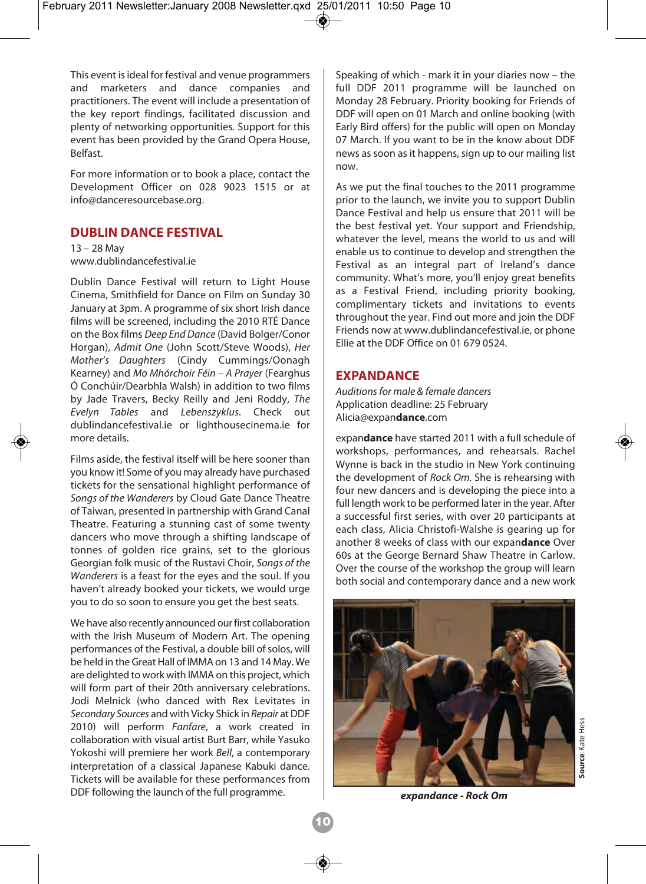This event is ideal for festival and venue programmers and marketers and dance companies and practitioners. The event will include a presentation of the key report findings, facilitated discussion and plenty of networking opportunities. Support for this event has been provided by the Grand Opera House, Belfast.

For more information or to book a place, contact the Development Officer on 028 9023 1515 or at info@danceresourcebase.org.

## DUBLIN DANCE FESTIVAL

13 – 28 May
www.dublindancefestival.ie

Dublin Dance Festival will return to Light House Cinema, Smithfield for Dance on Film on Sunday 30 January at 3pm. A programme of six short Irish dance films will be screened, including the 2010 RTÉ Dance on the Box films *Deep End Dance* (David Bolger/Conor Horgan), *Admit One* (John Scott/Steve Woods), *Her Mother's Daughters* (Cindy Cummings/Oonagh Kearney) and *Mo Mhórchoir Féin – A Prayer* (Fearghus Ó Conchúir/Dearbhla Walsh) in addition to two films by Jade Travers, Becky Reilly and Jeni Roddy, *The Evelyn Tables* and *Lebenszyklus*. Check out dublindancefestival.ie or lighthousecinema.ie for more details.

Films aside, the festival itself will be here sooner than you know it! Some of you may already have purchased tickets for the sensational highlight performance of *Songs of the Wanderers* by Cloud Gate Dance Theatre of Taiwan, presented in partnership with Grand Canal Theatre. Featuring a stunning cast of some twenty dancers who move through a shifting landscape of tonnes of golden rice grains, set to the glorious Georgian folk music of the Rustavi Choir, *Songs of the Wanderers* is a feast for the eyes and the soul. If you haven't already booked your tickets, we would urge you to do so soon to ensure you get the best seats.

We have also recently announced our first collaboration with the Irish Museum of Modern Art. The opening performances of the Festival, a double bill of solos, will be held in the Great Hall of IMMA on 13 and 14 May. We are delighted to work with IMMA on this project, which will form part of their 20th anniversary celebrations. Jodi Melnick (who danced with Rex Levitates in *Secondary Sources* and with Vicky Shick in *Repair* at DDF 2010) will perform *Fanfare*, a work created in collaboration with visual artist Burt Barr, while Yasuko Yokoshi will premiere her work *Bell*, a contemporary interpretation of a classical Japanese Kabuki dance. Tickets will be available for these performances from DDF following the launch of the full programme.

Speaking of which - mark it in your diaries now – the full DDF 2011 programme will be launched on Monday 28 February. Priority booking for Friends of DDF will open on 01 March and online booking (with Early Bird offers) for the public will open on Monday 07 March. If you want to be in the know about DDF news as soon as it happens, sign up to our mailing list now.

As we put the final touches to the 2011 programme prior to the launch, we invite you to support Dublin Dance Festival and help us ensure that 2011 will be the best festival yet. Your support and Friendship, whatever the level, means the world to us and will enable us to continue to develop and strengthen the Festival as an integral part of Ireland's dance community. What's more, you'll enjoy great benefits as a Festival Friend, including priority booking, complimentary tickets and invitations to events throughout the year. Find out more and join the DDF Friends now at www.dublindancefestival.ie, or phone Ellie at the DDF Office on 01 679 0524.

## EXPANDANCE

*Auditions for male & female dancers*
Application deadline: 25 February
Alicia@expan**dance**.com

expan**dance** have started 2011 with a full schedule of workshops, performances, and rehearsals. Rachel Wynne is back in the studio in New York continuing the development of *Rock Om.* She is rehearsing with four new dancers and is developing the piece into a full length work to be performed later in the year. After a successful first series, with over 20 participants at each class, Alicia Christofi-Walshe is gearing up for another 8 weeks of class with our expan**dance** Over 60s at the George Bernard Shaw Theatre in Carlow. Over the course of the workshop the group will learn both social and contemporary dance and a new work

**Source**: Kate Hess

***expandance - Rock Om***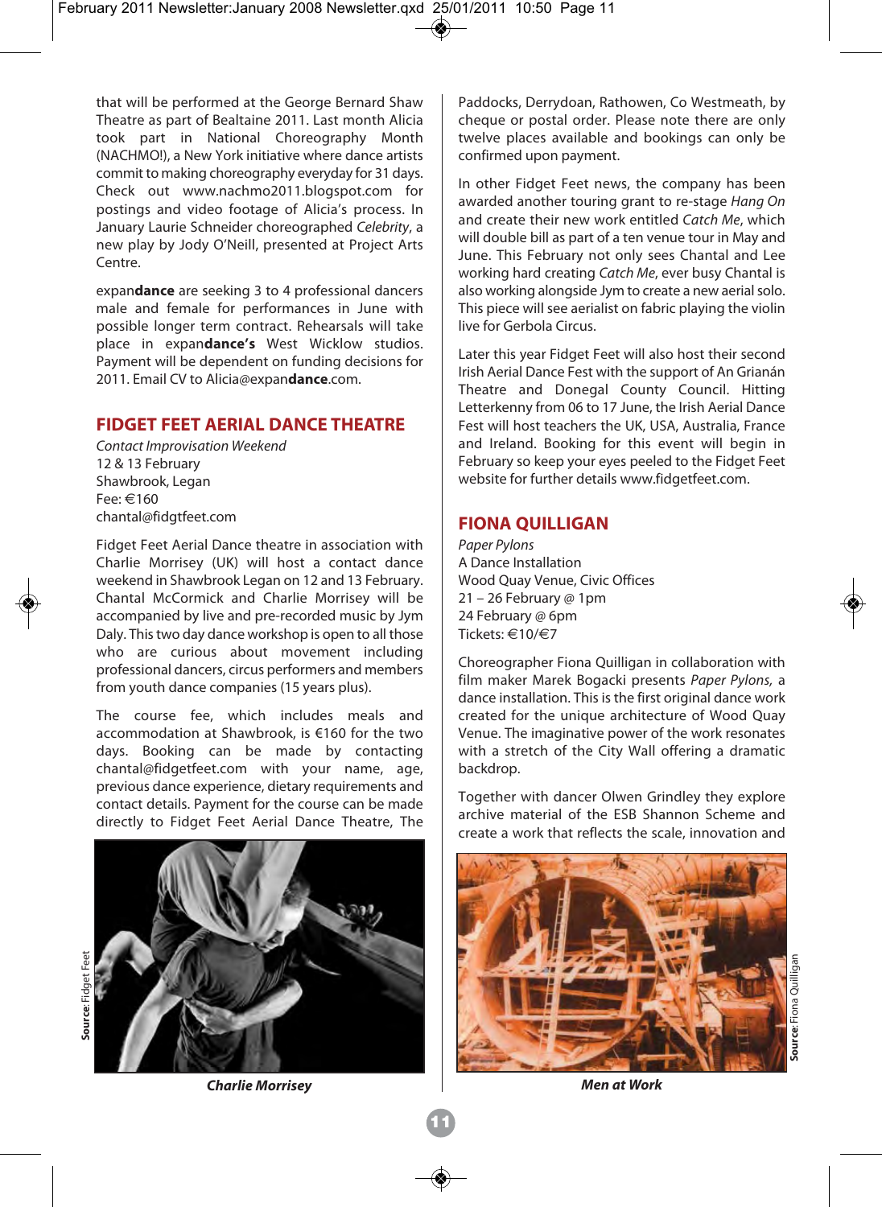that will be performed at the George Bernard Shaw Theatre as part of Bealtaine 2011. Last month Alicia took part in National Choreography Month (NACHMO!), a New York initiative where dance artists commit to making choreography everyday for 31 days. Check out www.nachmo2011.blogspot.com for postings and video footage of Alicia's process. In January Laurie Schneider choreographed *Celebrity*, a new play by Jody O'Neill, presented at Project Arts Centre.

expan**dance** are seeking 3 to 4 professional dancers male and female for performances in June with possible longer term contract. Rehearsals will take place in expan**dance's** West Wicklow studios. Payment will be dependent on funding decisions for 2011. Email CV to Alicia@expan**dance**.com.

## FIDGET FEET AERIAL DANCE THEATRE

*Contact Improvisation Weekend*
12 & 13 February
Shawbrook, Legan
Fee: €160
chantal@fidgtfeet.com

Fidget Feet Aerial Dance theatre in association with Charlie Morrisey (UK) will host a contact dance weekend in Shawbrook Legan on 12 and 13 February. Chantal McCormick and Charlie Morrisey will be accompanied by live and pre-recorded music by Jym Daly. This two day dance workshop is open to all those who are curious about movement including professional dancers, circus performers and members from youth dance companies (15 years plus).

The course fee, which includes meals and accommodation at Shawbrook, is €160 for the two days. Booking can be made by contacting chantal@fidgetfeet.com with your name, age, previous dance experience, dietary requirements and contact details. Payment for the course can be made directly to Fidget Feet Aerial Dance Theatre, The Paddocks, Derrydoan, Rathowen, Co Westmeath, by cheque or postal order. Please note there are only twelve places available and bookings can only be confirmed upon payment.

Source: Fidget Feet

***Charlie Morrisey***

In other Fidget Feet news, the company has been awarded another touring grant to re-stage *Hang On* and create their new work entitled *Catch Me*, which will double bill as part of a ten venue tour in May and June. This February not only sees Chantal and Lee working hard creating *Catch Me*, ever busy Chantal is also working alongside Jym to create a new aerial solo. This piece will see aerialist on fabric playing the violin live for Gerbola Circus.

Later this year Fidget Feet will also host their second Irish Aerial Dance Fest with the support of An Grianán Theatre and Donegal County Council. Hitting Letterkenny from 06 to 17 June, the Irish Aerial Dance Fest will host teachers the UK, USA, Australia, France and Ireland. Booking for this event will begin in February so keep your eyes peeled to the Fidget Feet website for further details www.fidgetfeet.com.

## FIONA QUILLIGAN

*Paper Pylons*
A Dance Installation
Wood Quay Venue, Civic Offices
21 – 26 February @ 1pm
24 February @ 6pm
Tickets: €10/€7

Choreographer Fiona Quilligan in collaboration with film maker Marek Bogacki presents *Paper Pylons,* a dance installation. This is the first original dance work created for the unique architecture of Wood Quay Venue. The imaginative power of the work resonates with a stretch of the City Wall offering a dramatic backdrop.

Together with dancer Olwen Grindley they explore archive material of the ESB Shannon Scheme and create a work that reflects the scale, innovation and

Source: Fiona Quilligan

***Men at Work***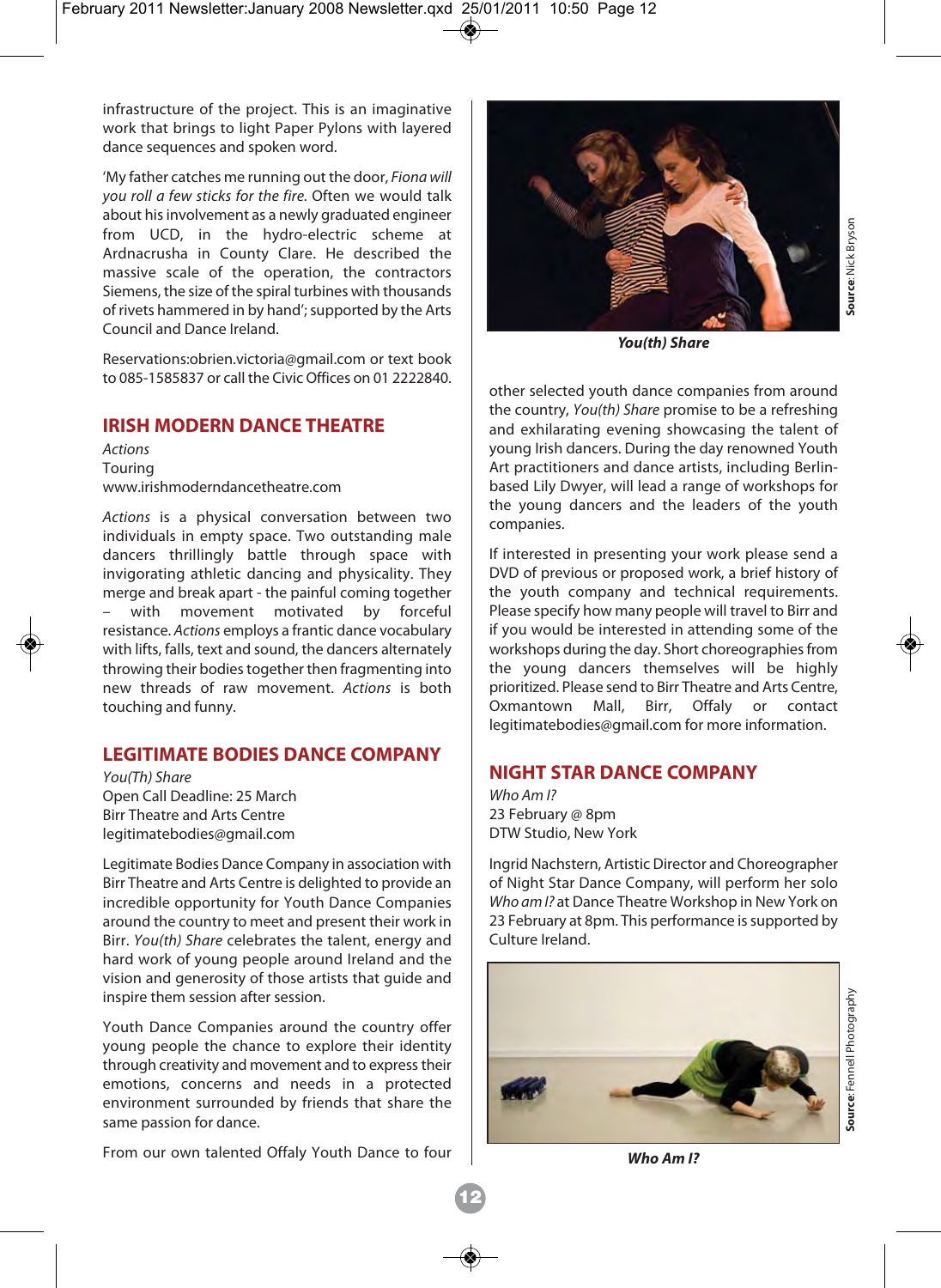infrastructure of the project. This is an imaginative work that brings to light Paper Pylons with layered dance sequences and spoken word.

'My father catches me running out the door, *Fiona will you roll a few sticks for the fire.* Often we would talk about his involvement as a newly graduated engineer from UCD, in the hydro-electric scheme at Ardnacrusha in County Clare. He described the massive scale of the operation, the contractors Siemens, the size of the spiral turbines with thousands of rivets hammered in by hand'; supported by the Arts Council and Dance Ireland.

Reservations:obrien.victoria@gmail.com or text book to 085-1585837 or call the Civic Offices on 01 2222840.

## IRISH MODERN DANCE THEATRE

*Actions*
Touring
www.irishmoderndancetheatre.com

*Actions* is a physical conversation between two individuals in empty space. Two outstanding male dancers thrillingly battle through space with invigorating athletic dancing and physicality. They merge and break apart - the painful coming together – with movement motivated by forceful resistance. *Actions* employs a frantic dance vocabulary with lifts, falls, text and sound, the dancers alternately throwing their bodies together then fragmenting into new threads of raw movement. *Actions* is both touching and funny.

## LEGITIMATE BODIES DANCE COMPANY

*You(Th) Share*
Open Call Deadline: 25 March
Birr Theatre and Arts Centre
legitimatebodies@gmail.com

Legitimate Bodies Dance Company in association with Birr Theatre and Arts Centre is delighted to provide an incredible opportunity for Youth Dance Companies around the country to meet and present their work in Birr. *You(th) Share* celebrates the talent, energy and hard work of young people around Ireland and the vision and generosity of those artists that guide and inspire them session after session.

Youth Dance Companies around the country offer young people the chance to explore their identity through creativity and movement and to express their emotions, concerns and needs in a protected environment surrounded by friends that share the same passion for dance.

From our own talented Offaly Youth Dance to four other selected youth dance companies from around the country, *You(th) Share* promise to be a refreshing and exhilarating evening showcasing the talent of young Irish dancers. During the day renowned Youth Art practitioners and dance artists, including Berlin-based Lily Dwyer, will lead a range of workshops for the young dancers and the leaders of the youth companies.

**Source:** Nick Bryson

***You(th) Share***

If interested in presenting your work please send a DVD of previous or proposed work, a brief history of the youth company and technical requirements. Please specify how many people will travel to Birr and if you would be interested in attending some of the workshops during the day. Short choreographies from the young dancers themselves will be highly prioritized. Please send to Birr Theatre and Arts Centre, Oxmantown Mall, Birr, Offaly or contact legitimatebodies@gmail.com for more information.

## NIGHT STAR DANCE COMPANY

*Who Am I?*
23 February @ 8pm
DTW Studio, New York

Ingrid Nachstern, Artistic Director and Choreographer of Night Star Dance Company, will perform her solo *Who am I?* at Dance Theatre Workshop in New York on 23 February at 8pm. This performance is supported by Culture Ireland.

**Source:** Fennell Photography

***Who Am I?***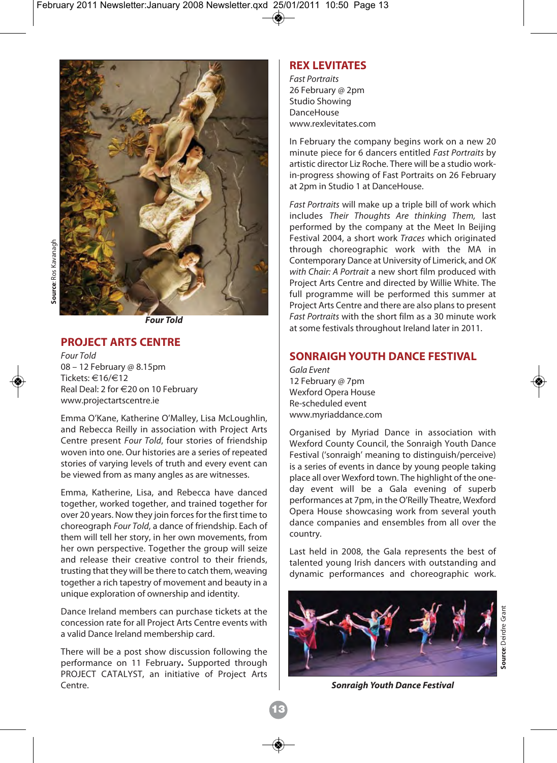Source: Ros Kavanagh

***Four Told***

## PROJECT ARTS CENTRE

*Four Told*
08 – 12 February @ 8.15pm
Tickets: €16/€12
Real Deal: 2 for €20 on 10 February
www.projectartscentre.ie

Emma O'Kane, Katherine O'Malley, Lisa McLoughlin, and Rebecca Reilly in association with Project Arts Centre present *Four Told*, four stories of friendship woven into one. Our histories are a series of repeated stories of varying levels of truth and every event can be viewed from as many angles as are witnesses.

Emma, Katherine, Lisa, and Rebecca have danced together, worked together, and trained together for over 20 years. Now they join forces for the first time to choreograph *Four Told*, a dance of friendship. Each of them will tell her story, in her own movements, from her own perspective. Together the group will seize and release their creative control to their friends, trusting that they will be there to catch them, weaving together a rich tapestry of movement and beauty in a unique exploration of ownership and identity.

Dance Ireland members can purchase tickets at the concession rate for all Project Arts Centre events with a valid Dance Ireland membership card.

There will be a post show discussion following the performance on 11 February**.** Supported through PROJECT CATALYST, an initiative of Project Arts Centre.

## REX LEVITATES

*Fast Portraits*
26 February @ 2pm
Studio Showing
DanceHouse
www.rexlevitates.com

In February the company begins work on a new 20 minute piece for 6 dancers entitled *Fast Portraits* by artistic director Liz Roche. There will be a studio work-in-progress showing of Fast Portraits on 26 February at 2pm in Studio 1 at DanceHouse.

*Fast Portraits* will make up a triple bill of work which includes *Their Thoughts Are thinking Them,* last performed by the company at the Meet In Beijing Festival 2004, a short work *Traces* which originated through choreographic work with the MA in Contemporary Dance at University of Limerick, and *OK with Chair: A Portrait* a new short film produced with Project Arts Centre and directed by Willie White. The full programme will be performed this summer at Project Arts Centre and there are also plans to present *Fast Portraits* with the short film as a 30 minute work at some festivals throughout Ireland later in 2011.

## SONRAIGH YOUTH DANCE FESTIVAL

*Gala Event*
12 February @ 7pm
Wexford Opera House
Re-scheduled event
www.myriaddance.com

Organised by Myriad Dance in association with Wexford County Council, the Sonraigh Youth Dance Festival ('sonraigh' meaning to distinguish/perceive) is a series of events in dance by young people taking place all over Wexford town. The highlight of the one-day event will be a Gala evening of superb performances at 7pm, in the O'Reilly Theatre, Wexford Opera House showcasing work from several youth dance companies and ensembles from all over the country.

Last held in 2008, the Gala represents the best of talented young Irish dancers with outstanding and dynamic performances and choreographic work.

Source: Deirdre Grant

***Sonraigh Youth Dance Festival***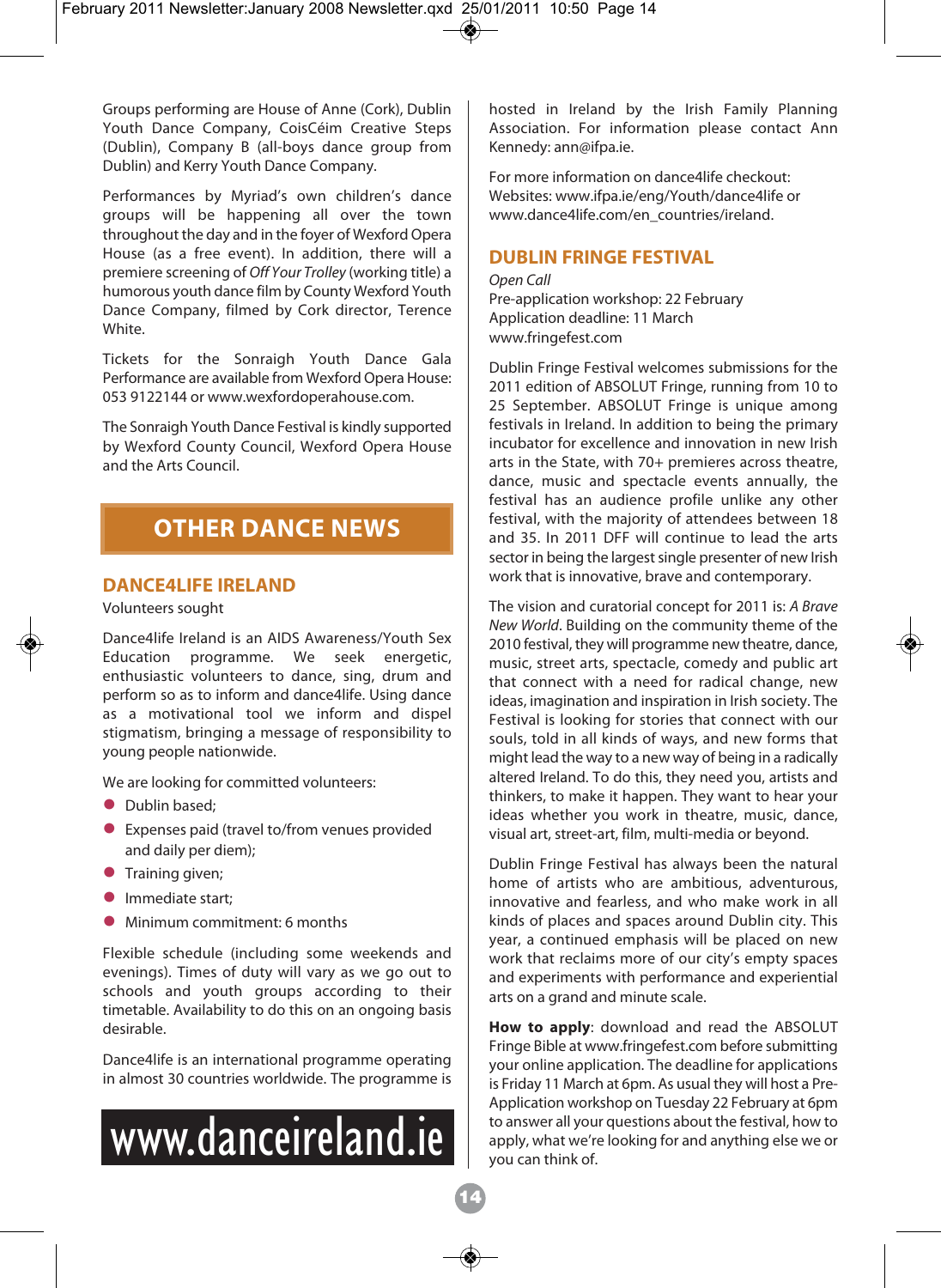Groups performing are House of Anne (Cork), Dublin Youth Dance Company, CoisCéim Creative Steps (Dublin), Company B (all-boys dance group from Dublin) and Kerry Youth Dance Company.

Performances by Myriad's own children's dance groups will be happening all over the town throughout the day and in the foyer of Wexford Opera House (as a free event). In addition, there will a premiere screening of *Off Your Trolley* (working title) a humorous youth dance film by County Wexford Youth Dance Company, filmed by Cork director, Terence White.

Tickets for the Sonraigh Youth Dance Gala Performance are available from Wexford Opera House: 053 9122144 or www.wexfordoperahouse.com.

The Sonraigh Youth Dance Festival is kindly supported by Wexford County Council, Wexford Opera House and the Arts Council.

# OTHER DANCE NEWS

## DANCE4LIFE IRELAND

Volunteers sought

Dance4life Ireland is an AIDS Awareness/Youth Sex Education programme. We seek energetic, enthusiastic volunteers to dance, sing, drum and perform so as to inform and dance4life. Using dance as a motivational tool we inform and dispel stigmatism, bringing a message of responsibility to young people nationwide.

We are looking for committed volunteers:

- Dublin based;
- Expenses paid (travel to/from venues provided and daily per diem);
- Training given;
- Immediate start;
- Minimum commitment: 6 months

Flexible schedule (including some weekends and evenings). Times of duty will vary as we go out to schools and youth groups according to their timetable. Availability to do this on an ongoing basis desirable.

Dance4life is an international programme operating in almost 30 countries worldwide. The programme is hosted in Ireland by the Irish Family Planning Association. For information please contact Ann Kennedy: ann@ifpa.ie.

For more information on dance4life checkout:
Websites: www.ifpa.ie/eng/Youth/dance4life or www.dance4life.com/en_countries/ireland.

www.danceireland.ie

## DUBLIN FRINGE FESTIVAL

*Open Call*
Pre-application workshop: 22 February
Application deadline: 11 March
www.fringefest.com

Dublin Fringe Festival welcomes submissions for the 2011 edition of ABSOLUT Fringe, running from 10 to 25 September. ABSOLUT Fringe is unique among festivals in Ireland. In addition to being the primary incubator for excellence and innovation in new Irish arts in the State, with 70+ premieres across theatre, dance, music and spectacle events annually, the festival has an audience profile unlike any other festival, with the majority of attendees between 18 and 35. In 2011 DFF will continue to lead the arts sector in being the largest single presenter of new Irish work that is innovative, brave and contemporary.

The vision and curatorial concept for 2011 is: *A Brave New World*. Building on the community theme of the 2010 festival, they will programme new theatre, dance, music, street arts, spectacle, comedy and public art that connect with a need for radical change, new ideas, imagination and inspiration in Irish society. The Festival is looking for stories that connect with our souls, told in all kinds of ways, and new forms that might lead the way to a new way of being in a radically altered Ireland. To do this, they need you, artists and thinkers, to make it happen. They want to hear your ideas whether you work in theatre, music, dance, visual art, street-art, film, multi-media or beyond.

Dublin Fringe Festival has always been the natural home of artists who are ambitious, adventurous, innovative and fearless, and who make work in all kinds of places and spaces around Dublin city. This year, a continued emphasis will be placed on new work that reclaims more of our city's empty spaces and experiments with performance and experiential arts on a grand and minute scale.

**How to apply**: download and read the ABSOLUT Fringe Bible at www.fringefest.com before submitting your online application. The deadline for applications is Friday 11 March at 6pm. As usual they will host a Pre-Application workshop on Tuesday 22 February at 6pm to answer all your questions about the festival, how to apply, what we're looking for and anything else we or you can think of.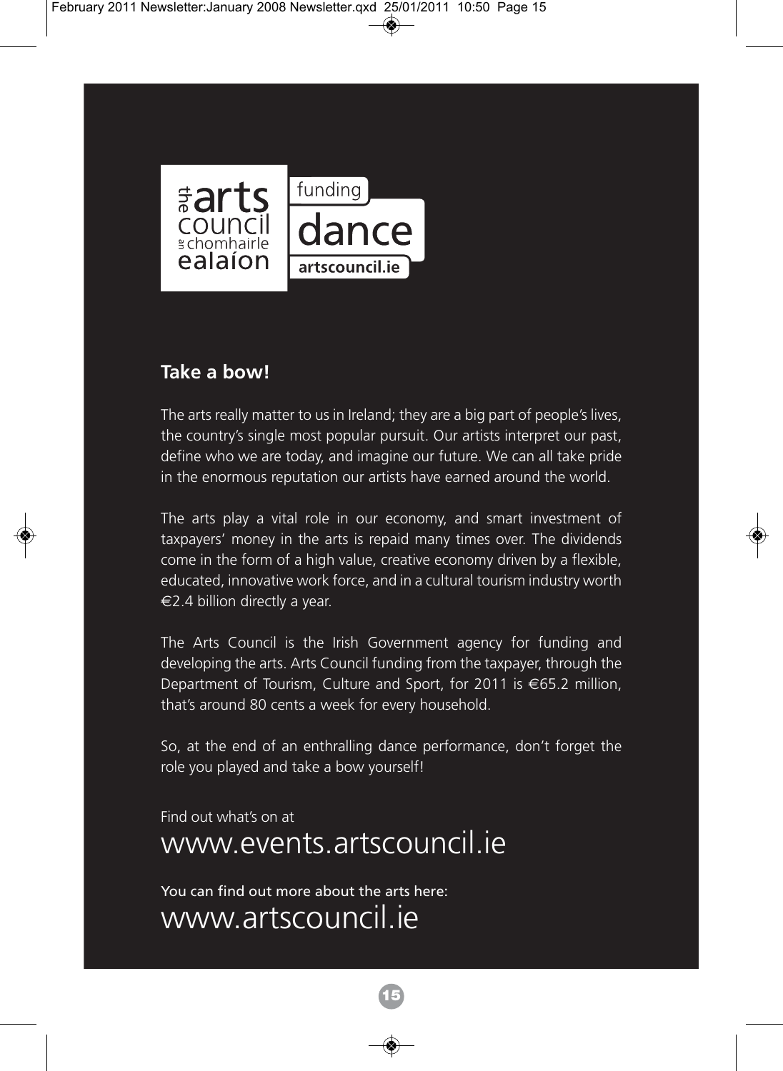the arts council
an chomhairle ealaíon

funding
dance
artscouncil.ie

## Take a bow!

The arts really matter to us in Ireland; they are a big part of people's lives, the country's single most popular pursuit. Our artists interpret our past, define who we are today, and imagine our future. We can all take pride in the enormous reputation our artists have earned around the world.

The arts play a vital role in our economy, and smart investment of taxpayers' money in the arts is repaid many times over. The dividends come in the form of a high value, creative economy driven by a flexible, educated, innovative work force, and in a cultural tourism industry worth €2.4 billion directly a year.

The Arts Council is the Irish Government agency for funding and developing the arts. Arts Council funding from the taxpayer, through the Department of Tourism, Culture and Sport, for 2011 is €65.2 million, that's around 80 cents a week for every household.

So, at the end of an enthralling dance performance, don't forget the role you played and take a bow yourself!

Find out what's on at
www.events.artscouncil.ie

You can find out more about the arts here:
www.artscouncil.ie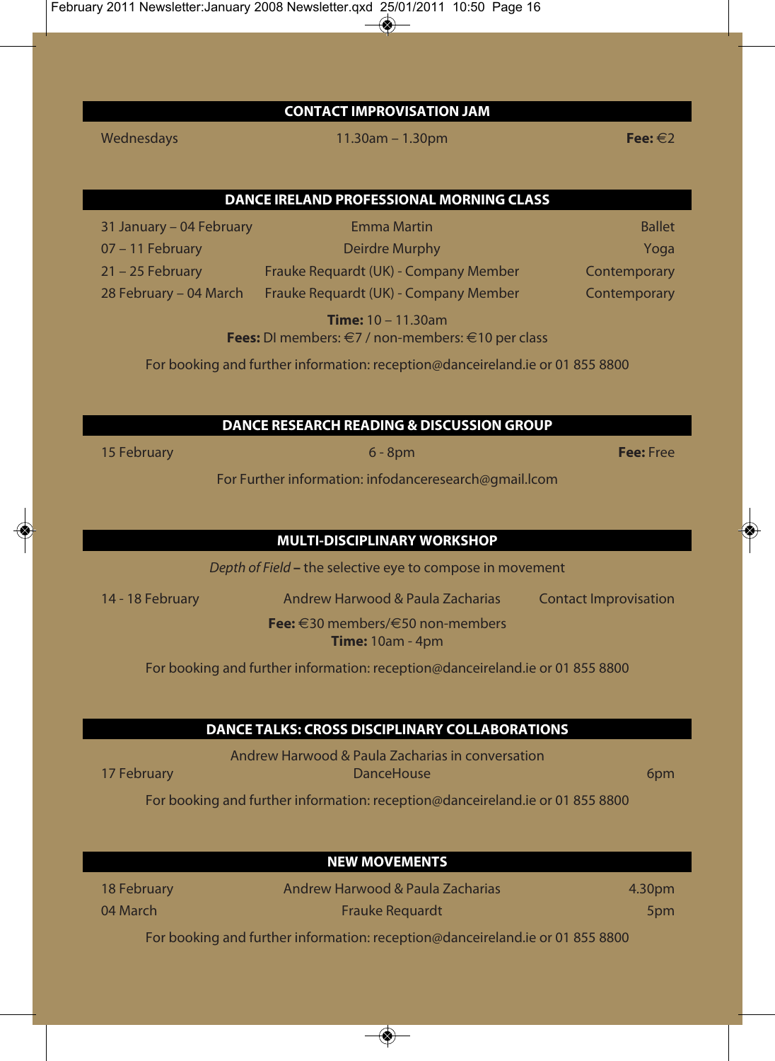## CONTACT IMPROVISATION JAM

| | | |
|---|---|---|
| Wednesdays | 11.30am – 1.30pm | **Fee:** €2 |

## DANCE IRELAND PROFESSIONAL MORNING CLASS

| | | |
|---|---|---|
| 31 January – 04 February | Emma Martin | Ballet |
| 07 – 11 February | Deirdre Murphy | Yoga |
| 21 – 25 February | Frauke Requardt (UK) - Company Member | Contemporary |
| 28 February – 04 March | Frauke Requardt (UK) - Company Member | Contemporary |

**Time:** 10 – 11.30am
**Fees:** DI members: €7 / non-members: €10 per class

For booking and further information: reception@danceireland.ie or 01 855 8800

## DANCE RESEARCH READING & DISCUSSION GROUP

| | | |
|---|---|---|
| 15 February | 6 - 8pm | **Fee:** Free |

For Further information: infodanceresearch@gmail.lcom

## MULTI-DISCIPLINARY WORKSHOP

*Depth of Field* **–** the selective eye to compose in movement

| | | |
|---|---|---|
| 14 - 18 February | Andrew Harwood & Paula Zacharias | Contact Improvisation |

**Fee:** €30 members/€50 non-members
**Time:** 10am - 4pm

For booking and further information: reception@danceireland.ie or 01 855 8800

## DANCE TALKS: CROSS DISCIPLINARY COLLABORATIONS

| | | |
|---|---|---|
| 17 February | Andrew Harwood & Paula Zacharias in conversation DanceHouse | 6pm |

For booking and further information: reception@danceireland.ie or 01 855 8800

## NEW MOVEMENTS

| | | |
|---|---|---|
| 18 February | Andrew Harwood & Paula Zacharias | 4.30pm |
| 04 March | Frauke Requardt | 5pm |

For booking and further information: reception@danceireland.ie or 01 855 8800